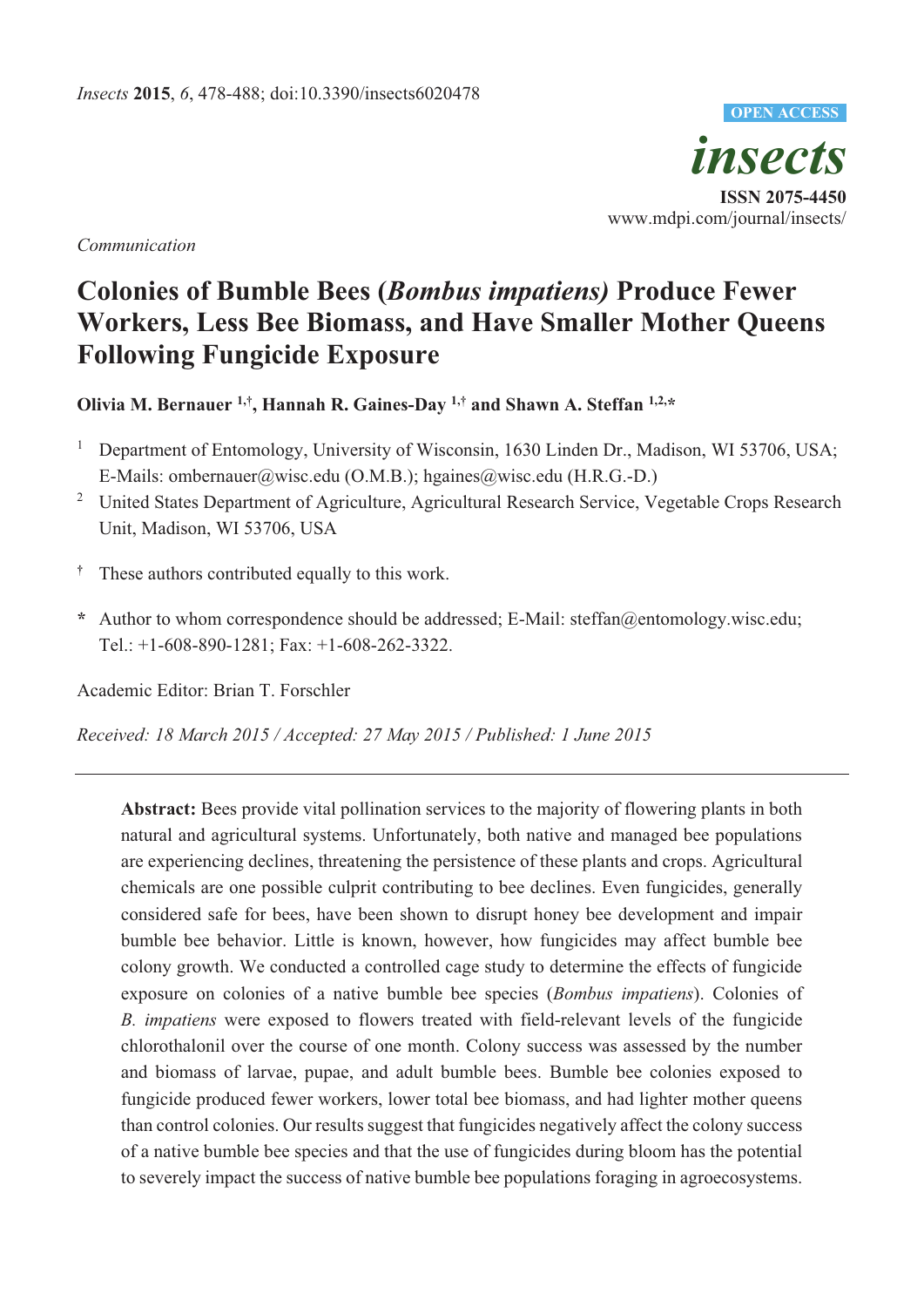*Communication*

# Colonies of Bumble Bees (*Bombus impatiens*) Produce Fewer Workers, Less Bee Biomass, and Have Smaller Mother Queens Following Fungicide Exposure

**Olivia M. Bernauer [1,†], Hannah R. Gaines-Day [1,†] and Shawn A. Steffan [1,2,*]**

[1] Department of Entomology, University of Wisconsin, 1630 Linden Dr., Madison, WI 53706, USA; E-Mails: ombernauer@wisc.edu (O.M.B.); hgaines@wisc.edu (H.R.G.-D.)

[2] United States Department of Agriculture, Agricultural Research Service, Vegetable Crops Research Unit, Madison, WI 53706, USA

† These authors contributed equally to this work.

* Author to whom correspondence should be addressed; E-Mail: steffan@entomology.wisc.edu; Tel.: +1-608-890-1281; Fax: +1-608-262-3322.

Academic Editor: Brian T. Forschler

*Received: 18 March 2015 / Accepted: 27 May 2015 / Published: 1 June 2015*

---

**Abstract:** Bees provide vital pollination services to the majority of flowering plants in both natural and agricultural systems. Unfortunately, both native and managed bee populations are experiencing declines, threatening the persistence of these plants and crops. Agricultural chemicals are one possible culprit contributing to bee declines. Even fungicides, generally considered safe for bees, have been shown to disrupt honey bee development and impair bumble bee behavior. Little is known, however, how fungicides may affect bumble bee colony growth. We conducted a controlled cage study to determine the effects of fungicide exposure on colonies of a native bumble bee species (*Bombus impatiens*). Colonies of *B. impatiens* were exposed to flowers treated with field-relevant levels of the fungicide chlorothalonil over the course of one month. Colony success was assessed by the number and biomass of larvae, pupae, and adult bumble bees. Bumble bee colonies exposed to fungicide produced fewer workers, lower total bee biomass, and had lighter mother queens than control colonies. Our results suggest that fungicides negatively affect the colony success of a native bumble bee species and that the use of fungicides during bloom has the potential to severely impact the success of native bumble bee populations foraging in agroecosystems.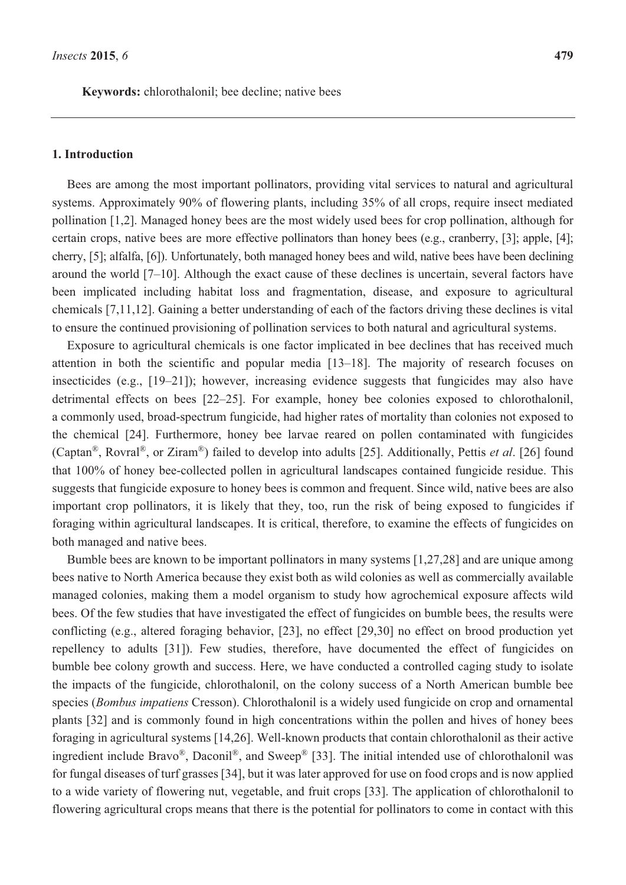**Keywords:** chlorothalonil; bee decline; native bees

## 1. Introduction

Bees are among the most important pollinators, providing vital services to natural and agricultural systems. Approximately 90% of flowering plants, including 35% of all crops, require insect mediated pollination [1,2]. Managed honey bees are the most widely used bees for crop pollination, although for certain crops, native bees are more effective pollinators than honey bees (e.g., cranberry, [3]; apple, [4]; cherry, [5]; alfalfa, [6]). Unfortunately, both managed honey bees and wild, native bees have been declining around the world [7–10]. Although the exact cause of these declines is uncertain, several factors have been implicated including habitat loss and fragmentation, disease, and exposure to agricultural chemicals [7,11,12]. Gaining a better understanding of each of the factors driving these declines is vital to ensure the continued provisioning of pollination services to both natural and agricultural systems.

Exposure to agricultural chemicals is one factor implicated in bee declines that has received much attention in both the scientific and popular media [13–18]. The majority of research focuses on insecticides (e.g., [19–21]); however, increasing evidence suggests that fungicides may also have detrimental effects on bees [22–25]. For example, honey bee colonies exposed to chlorothalonil, a commonly used, broad-spectrum fungicide, had higher rates of mortality than colonies not exposed to the chemical [24]. Furthermore, honey bee larvae reared on pollen contaminated with fungicides (Captan®, Rovral®, or Ziram®) failed to develop into adults [25]. Additionally, Pettis *et al*. [26] found that 100% of honey bee-collected pollen in agricultural landscapes contained fungicide residue. This suggests that fungicide exposure to honey bees is common and frequent. Since wild, native bees are also important crop pollinators, it is likely that they, too, run the risk of being exposed to fungicides if foraging within agricultural landscapes. It is critical, therefore, to examine the effects of fungicides on both managed and native bees.

Bumble bees are known to be important pollinators in many systems [1,27,28] and are unique among bees native to North America because they exist both as wild colonies as well as commercially available managed colonies, making them a model organism to study how agrochemical exposure affects wild bees. Of the few studies that have investigated the effect of fungicides on bumble bees, the results were conflicting (e.g., altered foraging behavior, [23], no effect [29,30] no effect on brood production yet repellency to adults [31]). Few studies, therefore, have documented the effect of fungicides on bumble bee colony growth and success. Here, we have conducted a controlled caging study to isolate the impacts of the fungicide, chlorothalonil, on the colony success of a North American bumble bee species (*Bombus impatiens* Cresson). Chlorothalonil is a widely used fungicide on crop and ornamental plants [32] and is commonly found in high concentrations within the pollen and hives of honey bees foraging in agricultural systems [14,26]. Well-known products that contain chlorothalonil as their active ingredient include Bravo®, Daconil®, and Sweep® [33]. The initial intended use of chlorothalonil was for fungal diseases of turf grasses [34], but it was later approved for use on food crops and is now applied to a wide variety of flowering nut, vegetable, and fruit crops [33]. The application of chlorothalonil to flowering agricultural crops means that there is the potential for pollinators to come in contact with this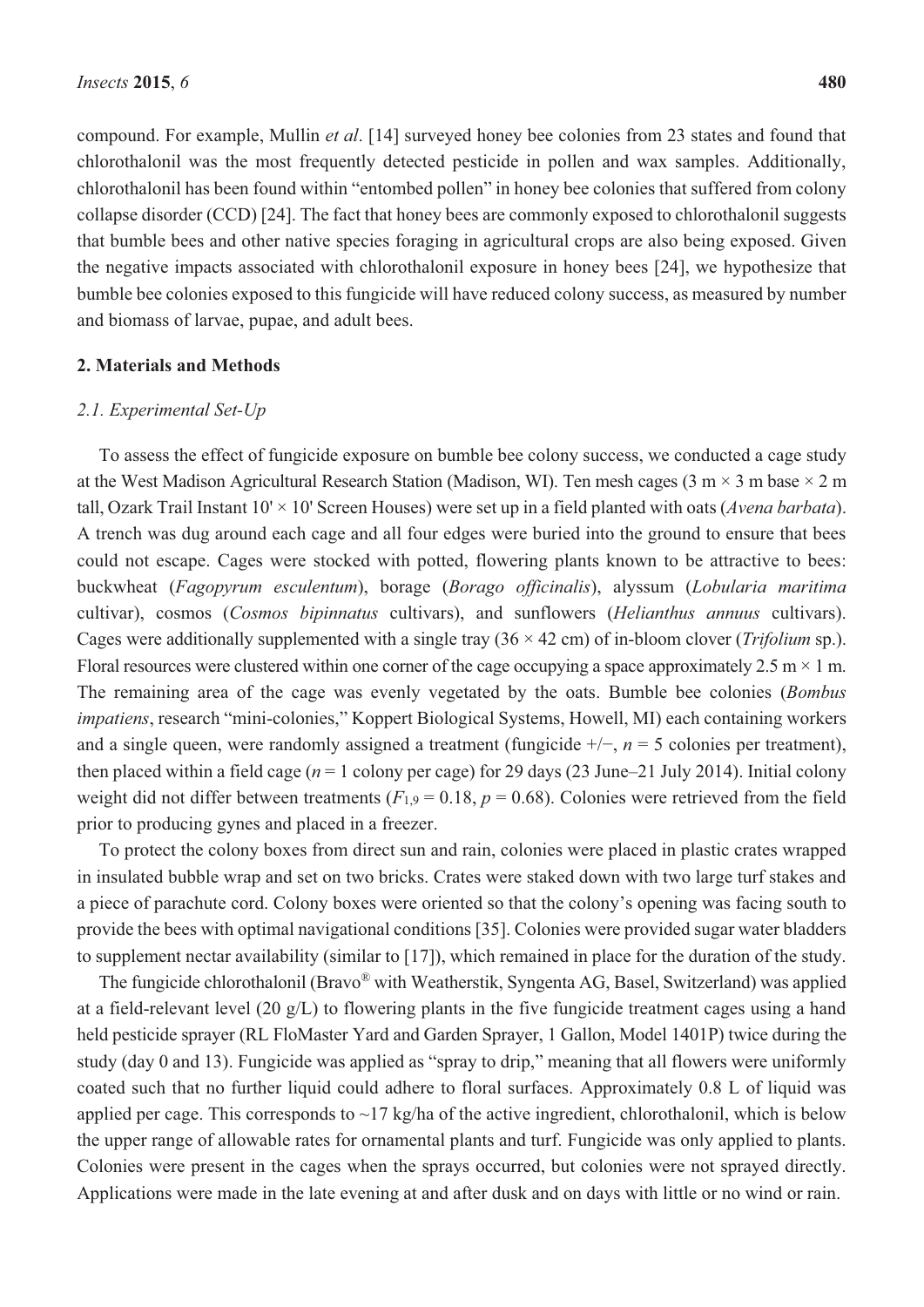compound. For example, Mullin *et al*. [14] surveyed honey bee colonies from 23 states and found that chlorothalonil was the most frequently detected pesticide in pollen and wax samples. Additionally, chlorothalonil has been found within "entombed pollen" in honey bee colonies that suffered from colony collapse disorder (CCD) [24]. The fact that honey bees are commonly exposed to chlorothalonil suggests that bumble bees and other native species foraging in agricultural crops are also being exposed. Given the negative impacts associated with chlorothalonil exposure in honey bees [24], we hypothesize that bumble bee colonies exposed to this fungicide will have reduced colony success, as measured by number and biomass of larvae, pupae, and adult bees.

## 2. Materials and Methods

### *2.1. Experimental Set-Up*

To assess the effect of fungicide exposure on bumble bee colony success, we conducted a cage study at the West Madison Agricultural Research Station (Madison, WI). Ten mesh cages (3 m × 3 m base × 2 m tall, Ozark Trail Instant 10' × 10' Screen Houses) were set up in a field planted with oats (*Avena barbata*). A trench was dug around each cage and all four edges were buried into the ground to ensure that bees could not escape. Cages were stocked with potted, flowering plants known to be attractive to bees: buckwheat (*Fagopyrum esculentum*), borage (*Borago officinalis*), alyssum (*Lobularia maritima* cultivar), cosmos (*Cosmos bipinnatus* cultivars), and sunflowers (*Helianthus annuus* cultivars). Cages were additionally supplemented with a single tray (36 × 42 cm) of in-bloom clover (*Trifolium* sp.). Floral resources were clustered within one corner of the cage occupying a space approximately 2.5 m × 1 m. The remaining area of the cage was evenly vegetated by the oats. Bumble bee colonies (*Bombus impatiens*, research "mini-colonies," Koppert Biological Systems, Howell, MI) each containing workers and a single queen, were randomly assigned a treatment (fungicide +/−, $n = 5$ colonies per treatment), then placed within a field cage ($n = 1$ colony per cage) for 29 days (23 June–21 July 2014). Initial colony weight did not differ between treatments ($F_{1,9} = 0.18$, $p = 0.68$). Colonies were retrieved from the field prior to producing gynes and placed in a freezer.

To protect the colony boxes from direct sun and rain, colonies were placed in plastic crates wrapped in insulated bubble wrap and set on two bricks. Crates were staked down with two large turf stakes and a piece of parachute cord. Colony boxes were oriented so that the colony's opening was facing south to provide the bees with optimal navigational conditions [35]. Colonies were provided sugar water bladders to supplement nectar availability (similar to [17]), which remained in place for the duration of the study.

The fungicide chlorothalonil (Bravo® with Weatherstik, Syngenta AG, Basel, Switzerland) was applied at a field-relevant level (20 g/L) to flowering plants in the five fungicide treatment cages using a hand held pesticide sprayer (RL FloMaster Yard and Garden Sprayer, 1 Gallon, Model 1401P) twice during the study (day 0 and 13). Fungicide was applied as "spray to drip," meaning that all flowers were uniformly coated such that no further liquid could adhere to floral surfaces. Approximately 0.8 L of liquid was applied per cage. This corresponds to ~17 kg/ha of the active ingredient, chlorothalonil, which is below the upper range of allowable rates for ornamental plants and turf. Fungicide was only applied to plants. Colonies were present in the cages when the sprays occurred, but colonies were not sprayed directly. Applications were made in the late evening at and after dusk and on days with little or no wind or rain.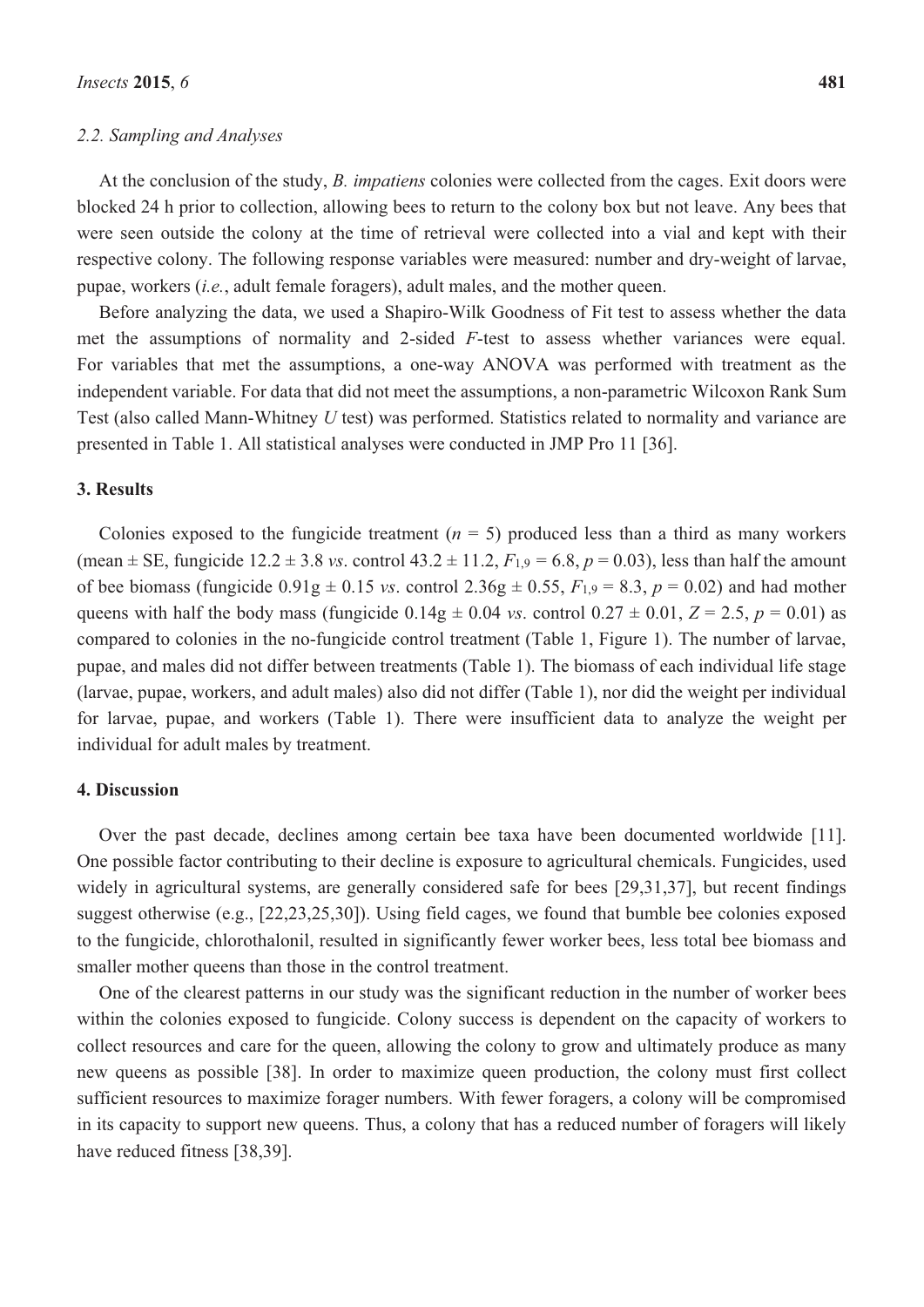### 2.2. Sampling and Analyses

At the conclusion of the study, *B. impatiens* colonies were collected from the cages. Exit doors were blocked 24 h prior to collection, allowing bees to return to the colony box but not leave. Any bees that were seen outside the colony at the time of retrieval were collected into a vial and kept with their respective colony. The following response variables were measured: number and dry-weight of larvae, pupae, workers (*i.e.*, adult female foragers), adult males, and the mother queen.

Before analyzing the data, we used a Shapiro-Wilk Goodness of Fit test to assess whether the data met the assumptions of normality and 2-sided *F*-test to assess whether variances were equal. For variables that met the assumptions, a one-way ANOVA was performed with treatment as the independent variable. For data that did not meet the assumptions, a non-parametric Wilcoxon Rank Sum Test (also called Mann-Whitney *U* test) was performed. Statistics related to normality and variance are presented in Table 1. All statistical analyses were conducted in JMP Pro 11 [36].

## 3. Results

Colonies exposed to the fungicide treatment ($n = 5$) produced less than a third as many workers (mean ± SE, fungicide 12.2 ± 3.8 *vs*. control 43.2 ± 11.2, $F_{1,9} = 6.8$, $p = 0.03$), less than half the amount of bee biomass (fungicide 0.91g ± 0.15 *vs*. control 2.36g ± 0.55, $F_{1,9} = 8.3$, $p = 0.02$) and had mother queens with half the body mass (fungicide 0.14g ± 0.04 *vs*. control 0.27 ± 0.01, $Z = 2.5$, $p = 0.01$) as compared to colonies in the no-fungicide control treatment (Table 1, Figure 1). The number of larvae, pupae, and males did not differ between treatments (Table 1). The biomass of each individual life stage (larvae, pupae, workers, and adult males) also did not differ (Table 1), nor did the weight per individual for larvae, pupae, and workers (Table 1). There were insufficient data to analyze the weight per individual for adult males by treatment.

## 4. Discussion

Over the past decade, declines among certain bee taxa have been documented worldwide [11]. One possible factor contributing to their decline is exposure to agricultural chemicals. Fungicides, used widely in agricultural systems, are generally considered safe for bees [29,31,37], but recent findings suggest otherwise (e.g., [22,23,25,30]). Using field cages, we found that bumble bee colonies exposed to the fungicide, chlorothalonil, resulted in significantly fewer worker bees, less total bee biomass and smaller mother queens than those in the control treatment.

One of the clearest patterns in our study was the significant reduction in the number of worker bees within the colonies exposed to fungicide. Colony success is dependent on the capacity of workers to collect resources and care for the queen, allowing the colony to grow and ultimately produce as many new queens as possible [38]. In order to maximize queen production, the colony must first collect sufficient resources to maximize forager numbers. With fewer foragers, a colony will be compromised in its capacity to support new queens. Thus, a colony that has a reduced number of foragers will likely have reduced fitness [38,39].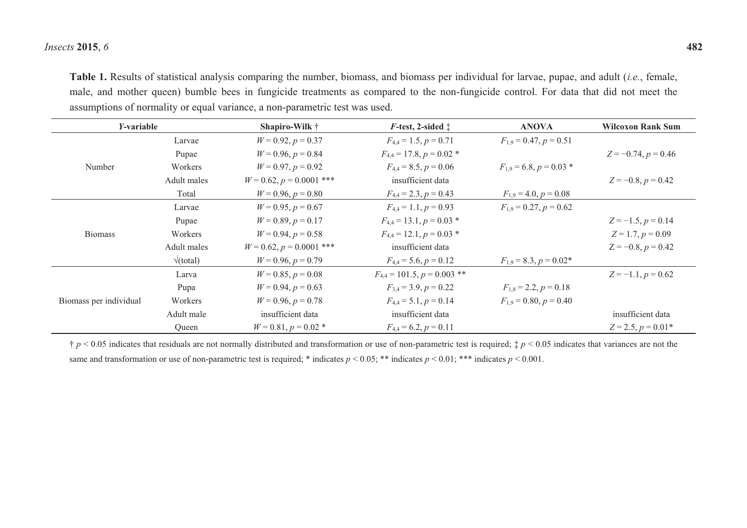**Table 1.** Results of statistical analysis comparing the number, biomass, and biomass per individual for larvae, pupae, and adult (*i.e.*, female, male, and mother queen) bumble bees in fungicide treatments as compared to the non-fungicide control. For data that did not meet the assumptions of normality or equal variance, a non-parametric test was used.

| *Y*-variable | | Shapiro-Wilk † | *F*-test, 2-sided ‡ | ANOVA | Wilcoxon Rank Sum |
|---|---|---|---|---|---|
| Number | Larvae | $W = 0.92, p = 0.37$ | $F_{4,4} = 1.5, p = 0.71$ | $F_{1,9} = 0.47, p = 0.51$ | |
| | Pupae | $W = 0.96, p = 0.84$ | $F_{4,4} = 17.8, p = 0.02$ * | | $Z = -0.74, p = 0.46$ |
| | Workers | $W = 0.97, p = 0.92$ | $F_{4,4} = 8.5, p = 0.06$ | $F_{1,9} = 6.8, p = 0.03$ * | |
| | Adult males | $W = 0.62, p = 0.0001$ *** | insufficient data | | $Z = -0.8, p = 0.42$ |
| | Total | $W = 0.96, p = 0.80$ | $F_{4,4} = 2.3, p = 0.43$ | $F_{1,9} = 4.0, p = 0.08$ | |
| Biomass | Larvae | $W = 0.95, p = 0.67$ | $F_{4,4} = 1.1, p = 0.93$ | $F_{1,9} = 0.27, p = 0.62$ | |
| | Pupae | $W = 0.89, p = 0.17$ | $F_{4,4} = 13.1, p = 0.03$ * | | $Z = -1.5, p = 0.14$ |
| | Workers | $W = 0.94, p = 0.58$ | $F_{4,4} = 12.1, p = 0.03$ * | | $Z = 1.7, p = 0.09$ |
| | Adult males | $W = 0.62, p = 0.0001$ *** | insufficient data | | $Z = -0.8, p = 0.42$ |
| | $\sqrt{\text{(total)}}$ | $W = 0.96, p = 0.79$ | $F_{4,4} = 5.6, p = 0.12$ | $F_{1,9} = 8.3, p = 0.02$* | |
| Biomass per individual | Larva | $W = 0.85, p = 0.08$ | $F_{4,4} = 101.5, p = 0.003$ ** | | $Z = -1.1, p = 0.62$ |
| | Pupa | $W = 0.94, p = 0.63$ | $F_{3,4} = 3.9, p = 0.22$ | $F_{1,8} = 2.2, p = 0.18$ | |
| | Workers | $W = 0.96, p = 0.78$ | $F_{4,4} = 5.1, p = 0.14$ | $F_{1,9} = 0.80, p = 0.40$ | |
| | Adult male | insufficient data | insufficient data | | insufficient data |
| | Queen | $W = 0.81, p = 0.02$ * | $F_{4,4} = 6.2, p = 0.11$ | | $Z = 2.5, p = 0.01$* |

† $p < 0.05$ indicates that residuals are not normally distributed and transformation or use of non-parametric test is required; ‡ $p < 0.05$ indicates that variances are not the same and transformation or use of non-parametric test is required; * indicates $p < 0.05$; ** indicates $p < 0.01$; *** indicates $p < 0.001$.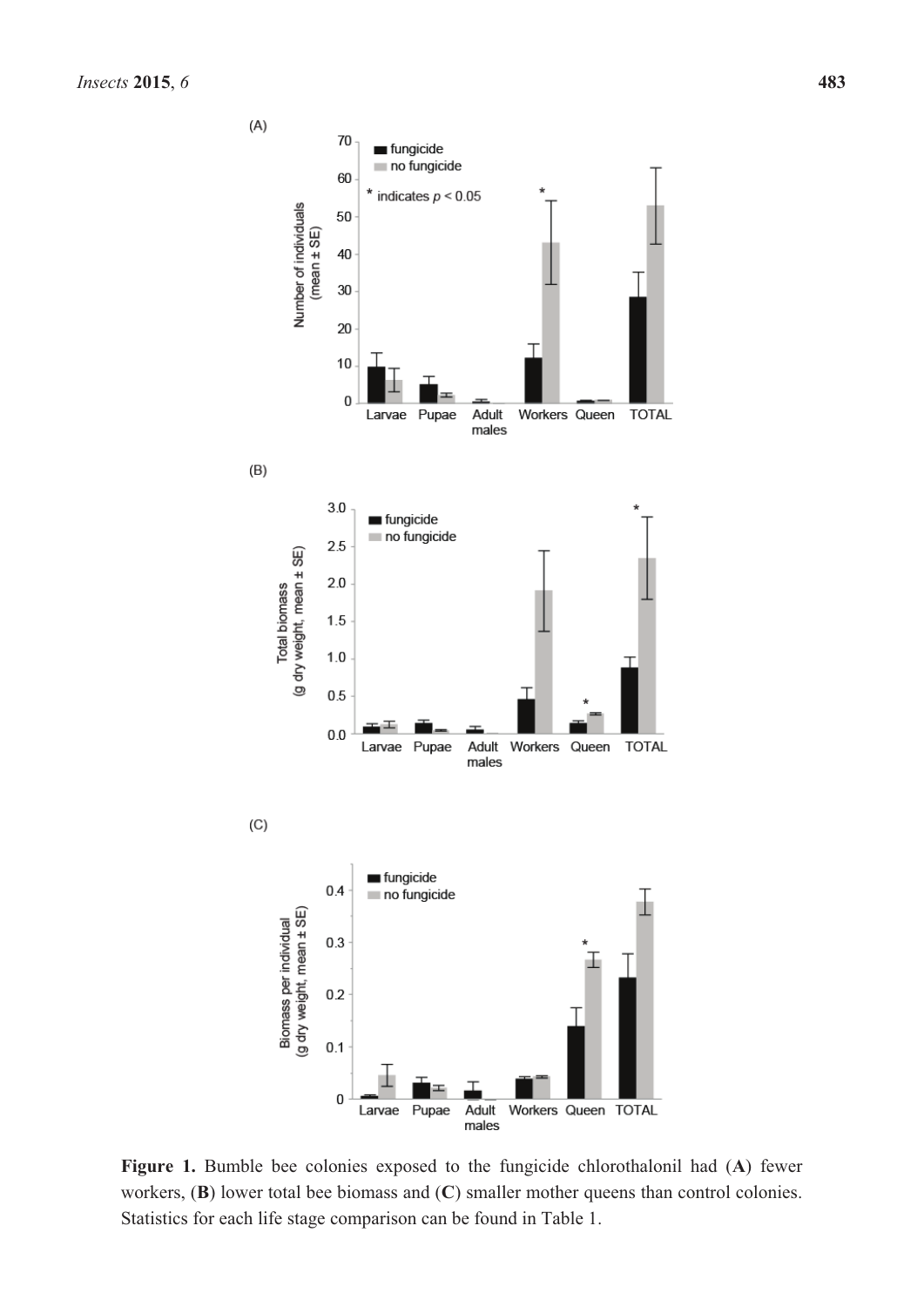Figure 1. Bumble bee colonies exposed to the fungicide chlorothalonil had (A) fewer workers, (B) lower total bee biomass and (C) smaller mother queens than control colonies. Statistics for each life stage comparison can be found in Table 1.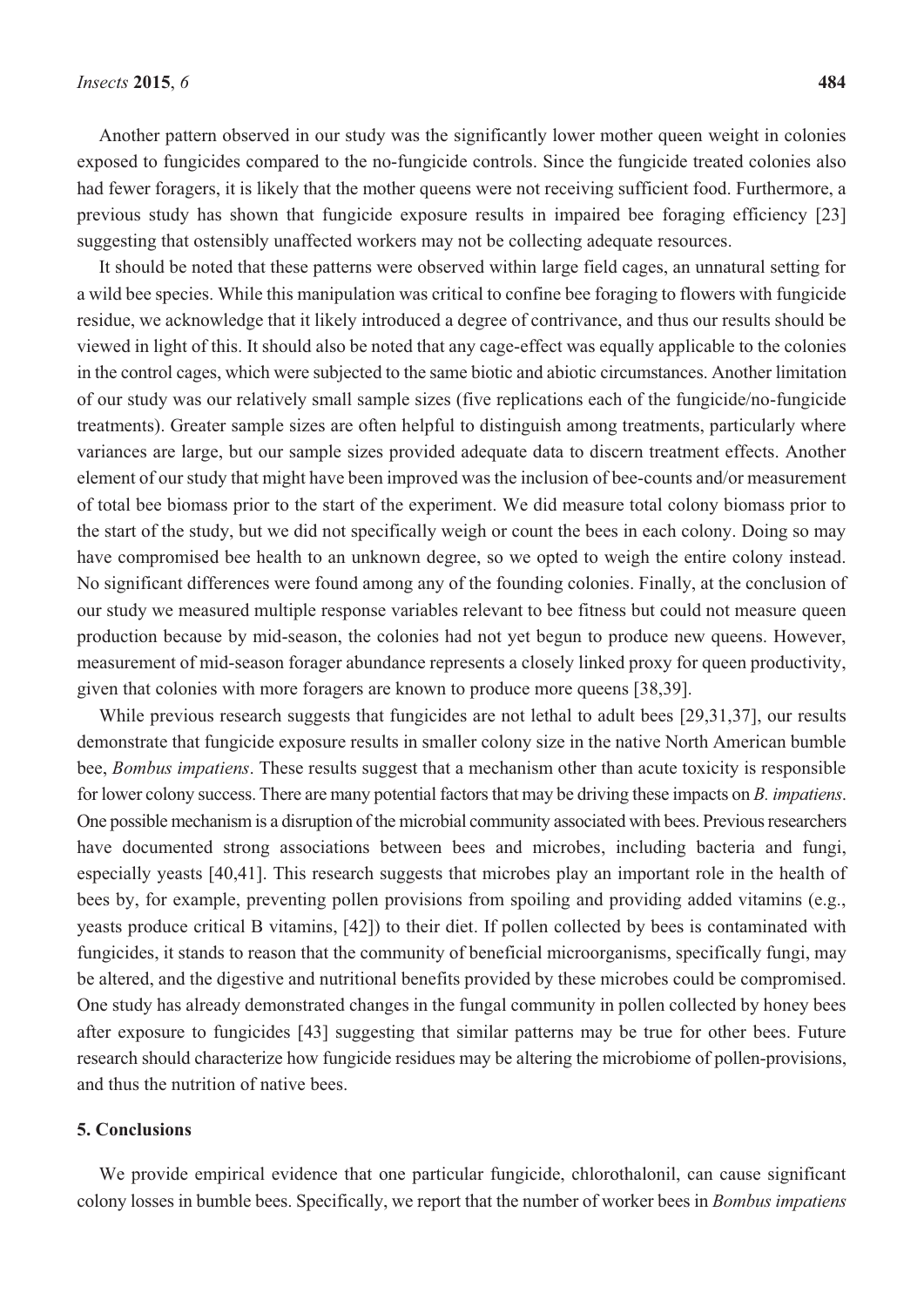Another pattern observed in our study was the significantly lower mother queen weight in colonies exposed to fungicides compared to the no-fungicide controls. Since the fungicide treated colonies also had fewer foragers, it is likely that the mother queens were not receiving sufficient food. Furthermore, a previous study has shown that fungicide exposure results in impaired bee foraging efficiency [23] suggesting that ostensibly unaffected workers may not be collecting adequate resources.

It should be noted that these patterns were observed within large field cages, an unnatural setting for a wild bee species. While this manipulation was critical to confine bee foraging to flowers with fungicide residue, we acknowledge that it likely introduced a degree of contrivance, and thus our results should be viewed in light of this. It should also be noted that any cage-effect was equally applicable to the colonies in the control cages, which were subjected to the same biotic and abiotic circumstances. Another limitation of our study was our relatively small sample sizes (five replications each of the fungicide/no-fungicide treatments). Greater sample sizes are often helpful to distinguish among treatments, particularly where variances are large, but our sample sizes provided adequate data to discern treatment effects. Another element of our study that might have been improved was the inclusion of bee-counts and/or measurement of total bee biomass prior to the start of the experiment. We did measure total colony biomass prior to the start of the study, but we did not specifically weigh or count the bees in each colony. Doing so may have compromised bee health to an unknown degree, so we opted to weigh the entire colony instead. No significant differences were found among any of the founding colonies. Finally, at the conclusion of our study we measured multiple response variables relevant to bee fitness but could not measure queen production because by mid-season, the colonies had not yet begun to produce new queens. However, measurement of mid-season forager abundance represents a closely linked proxy for queen productivity, given that colonies with more foragers are known to produce more queens [38,39].

While previous research suggests that fungicides are not lethal to adult bees [29,31,37], our results demonstrate that fungicide exposure results in smaller colony size in the native North American bumble bee, *Bombus impatiens*. These results suggest that a mechanism other than acute toxicity is responsible for lower colony success. There are many potential factors that may be driving these impacts on *B. impatiens*. One possible mechanism is a disruption of the microbial community associated with bees. Previous researchers have documented strong associations between bees and microbes, including bacteria and fungi, especially yeasts [40,41]. This research suggests that microbes play an important role in the health of bees by, for example, preventing pollen provisions from spoiling and providing added vitamins (e.g., yeasts produce critical B vitamins, [42]) to their diet. If pollen collected by bees is contaminated with fungicides, it stands to reason that the community of beneficial microorganisms, specifically fungi, may be altered, and the digestive and nutritional benefits provided by these microbes could be compromised. One study has already demonstrated changes in the fungal community in pollen collected by honey bees after exposure to fungicides [43] suggesting that similar patterns may be true for other bees. Future research should characterize how fungicide residues may be altering the microbiome of pollen-provisions, and thus the nutrition of native bees.

## 5. Conclusions

We provide empirical evidence that one particular fungicide, chlorothalonil, can cause significant colony losses in bumble bees. Specifically, we report that the number of worker bees in *Bombus impatiens*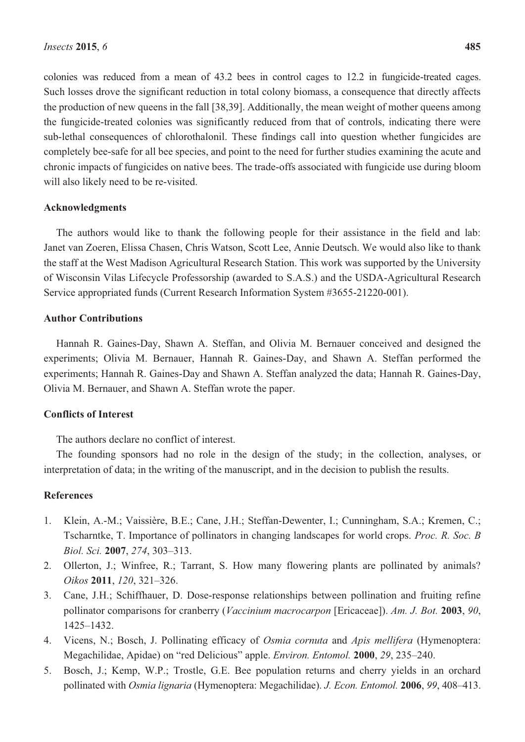colonies was reduced from a mean of 43.2 bees in control cages to 12.2 in fungicide-treated cages. Such losses drove the significant reduction in total colony biomass, a consequence that directly affects the production of new queens in the fall [38,39]. Additionally, the mean weight of mother queens among the fungicide-treated colonies was significantly reduced from that of controls, indicating there were sub-lethal consequences of chlorothalonil. These findings call into question whether fungicides are completely bee-safe for all bee species, and point to the need for further studies examining the acute and chronic impacts of fungicides on native bees. The trade-offs associated with fungicide use during bloom will also likely need to be re-visited.

## Acknowledgments

The authors would like to thank the following people for their assistance in the field and lab: Janet van Zoeren, Elissa Chasen, Chris Watson, Scott Lee, Annie Deutsch. We would also like to thank the staff at the West Madison Agricultural Research Station. This work was supported by the University of Wisconsin Vilas Lifecycle Professorship (awarded to S.A.S.) and the USDA-Agricultural Research Service appropriated funds (Current Research Information System #3655-21220-001).

## Author Contributions

Hannah R. Gaines-Day, Shawn A. Steffan, and Olivia M. Bernauer conceived and designed the experiments; Olivia M. Bernauer, Hannah R. Gaines-Day, and Shawn A. Steffan performed the experiments; Hannah R. Gaines-Day and Shawn A. Steffan analyzed the data; Hannah R. Gaines-Day, Olivia M. Bernauer, and Shawn A. Steffan wrote the paper.

## Conflicts of Interest

The authors declare no conflict of interest.

The founding sponsors had no role in the design of the study; in the collection, analyses, or interpretation of data; in the writing of the manuscript, and in the decision to publish the results.

## References

1. Klein, A.-M.; Vaissière, B.E.; Cane, J.H.; Steffan-Dewenter, I.; Cunningham, S.A.; Kremen, C.; Tscharntke, T. Importance of pollinators in changing landscapes for world crops. *Proc. R. Soc. B Biol. Sci.* **2007**, *274*, 303–313.
2. Ollerton, J.; Winfree, R.; Tarrant, S. How many flowering plants are pollinated by animals? *Oikos* **2011**, *120*, 321–326.
3. Cane, J.H.; Schiffhauer, D. Dose-response relationships between pollination and fruiting refine pollinator comparisons for cranberry (*Vaccinium macrocarpon* [Ericaceae]). *Am. J. Bot.* **2003**, *90*, 1425–1432.
4. Vicens, N.; Bosch, J. Pollinating efficacy of *Osmia cornuta* and *Apis mellifera* (Hymenoptera: Megachilidae, Apidae) on "red Delicious" apple. *Environ. Entomol.* **2000**, *29*, 235–240.
5. Bosch, J.; Kemp, W.P.; Trostle, G.E. Bee population returns and cherry yields in an orchard pollinated with *Osmia lignaria* (Hymenoptera: Megachilidae). *J. Econ. Entomol.* **2006**, *99*, 408–413.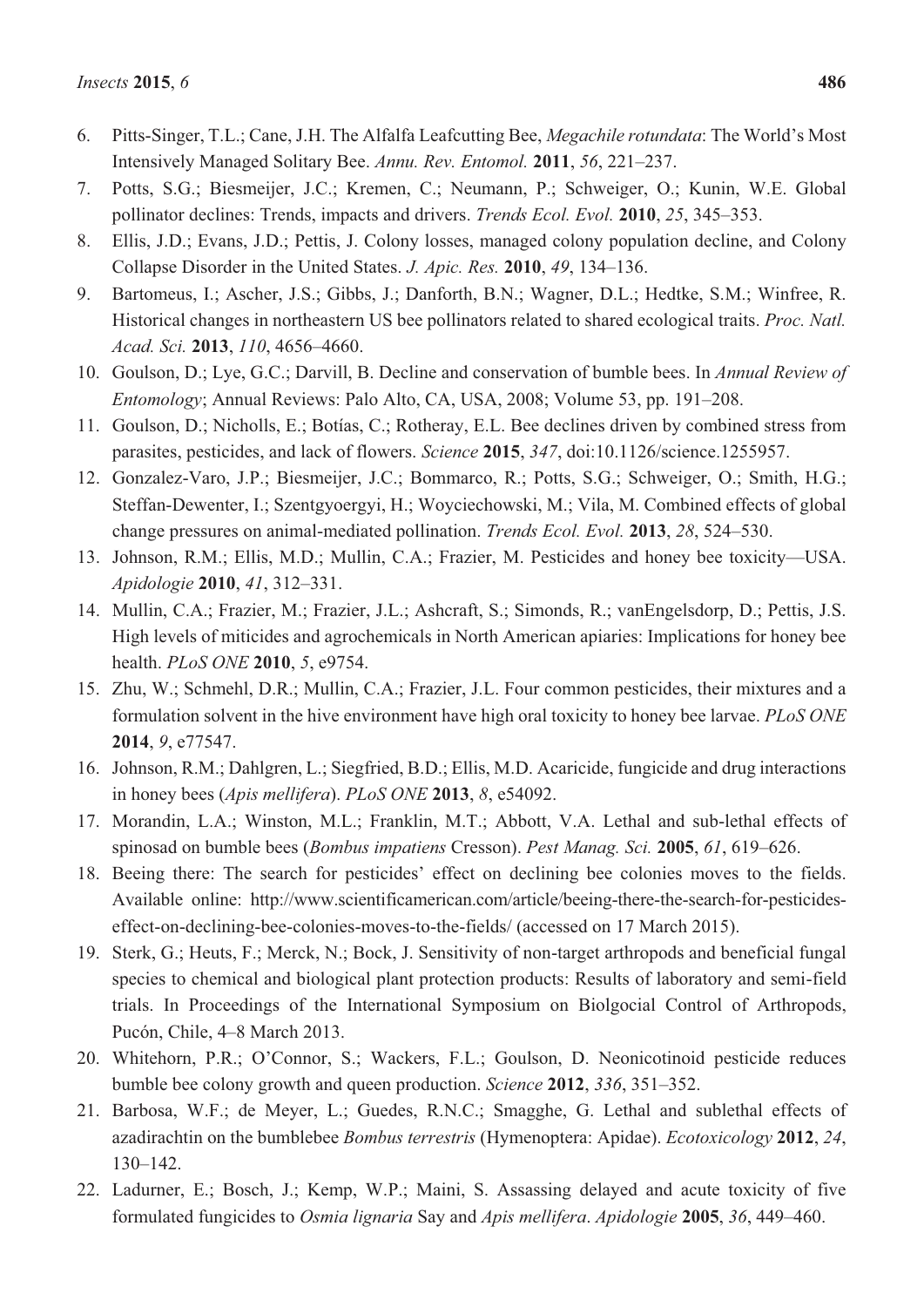6. Pitts-Singer, T.L.; Cane, J.H. The Alfalfa Leafcutting Bee, *Megachile rotundata*: The World's Most Intensively Managed Solitary Bee. *Annu. Rev. Entomol.* **2011**, *56*, 221–237.
7. Potts, S.G.; Biesmeijer, J.C.; Kremen, C.; Neumann, P.; Schweiger, O.; Kunin, W.E. Global pollinator declines: Trends, impacts and drivers. *Trends Ecol. Evol.* **2010**, *25*, 345–353.
8. Ellis, J.D.; Evans, J.D.; Pettis, J. Colony losses, managed colony population decline, and Colony Collapse Disorder in the United States. *J. Apic. Res.* **2010**, *49*, 134–136.
9. Bartomeus, I.; Ascher, J.S.; Gibbs, J.; Danforth, B.N.; Wagner, D.L.; Hedtke, S.M.; Winfree, R. Historical changes in northeastern US bee pollinators related to shared ecological traits. *Proc. Natl. Acad. Sci.* **2013**, *110*, 4656–4660.
10. Goulson, D.; Lye, G.C.; Darvill, B. Decline and conservation of bumble bees. In *Annual Review of Entomology*; Annual Reviews: Palo Alto, CA, USA, 2008; Volume 53, pp. 191–208.
11. Goulson, D.; Nicholls, E.; Botías, C.; Rotheray, E.L. Bee declines driven by combined stress from parasites, pesticides, and lack of flowers. *Science* **2015**, *347*, doi:10.1126/science.1255957.
12. Gonzalez-Varo, J.P.; Biesmeijer, J.C.; Bommarco, R.; Potts, S.G.; Schweiger, O.; Smith, H.G.; Steffan-Dewenter, I.; Szentgyoergyi, H.; Woyciechowski, M.; Vila, M. Combined effects of global change pressures on animal-mediated pollination. *Trends Ecol. Evol.* **2013**, *28*, 524–530.
13. Johnson, R.M.; Ellis, M.D.; Mullin, C.A.; Frazier, M. Pesticides and honey bee toxicity—USA. *Apidologie* **2010**, *41*, 312–331.
14. Mullin, C.A.; Frazier, M.; Frazier, J.L.; Ashcraft, S.; Simonds, R.; vanEngelsdorp, D.; Pettis, J.S. High levels of miticides and agrochemicals in North American apiaries: Implications for honey bee health. *PLoS ONE* **2010**, *5*, e9754.
15. Zhu, W.; Schmehl, D.R.; Mullin, C.A.; Frazier, J.L. Four common pesticides, their mixtures and a formulation solvent in the hive environment have high oral toxicity to honey bee larvae. *PLoS ONE* **2014**, *9*, e77547.
16. Johnson, R.M.; Dahlgren, L.; Siegfried, B.D.; Ellis, M.D. Acaricide, fungicide and drug interactions in honey bees (*Apis mellifera*). *PLoS ONE* **2013**, *8*, e54092.
17. Morandin, L.A.; Winston, M.L.; Franklin, M.T.; Abbott, V.A. Lethal and sub-lethal effects of spinosad on bumble bees (*Bombus impatiens* Cresson). *Pest Manag. Sci.* **2005**, *61*, 619–626.
18. Beeing there: The search for pesticides' effect on declining bee colonies moves to the fields. Available online: http://www.scientificamerican.com/article/beeing-there-the-search-for-pesticides-effect-on-declining-bee-colonies-moves-to-the-fields/ (accessed on 17 March 2015).
19. Sterk, G.; Heuts, F.; Merck, N.; Bock, J. Sensitivity of non-target arthropods and beneficial fungal species to chemical and biological plant protection products: Results of laboratory and semi-field trials. In Proceedings of the International Symposium on Biolgocial Control of Arthropods, Pucón, Chile, 4–8 March 2013.
20. Whitehorn, P.R.; O'Connor, S.; Wackers, F.L.; Goulson, D. Neonicotinoid pesticide reduces bumble bee colony growth and queen production. *Science* **2012**, *336*, 351–352.
21. Barbosa, W.F.; de Meyer, L.; Guedes, R.N.C.; Smagghe, G. Lethal and sublethal effects of azadirachtin on the bumblebee *Bombus terrestris* (Hymenoptera: Apidae). *Ecotoxicology* **2012**, *24*, 130–142.
22. Ladurner, E.; Bosch, J.; Kemp, W.P.; Maini, S. Assassing delayed and acute toxicity of five formulated fungicides to *Osmia lignaria* Say and *Apis mellifera*. *Apidologie* **2005**, *36*, 449–460.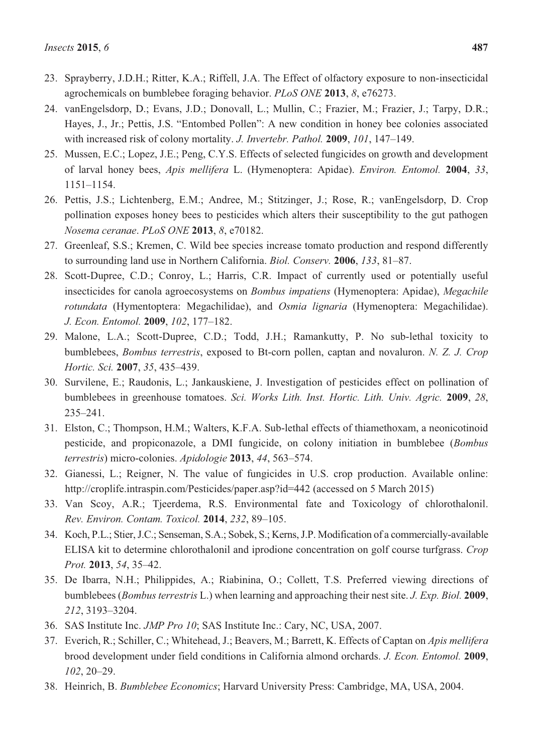23. Sprayberry, J.D.H.; Ritter, K.A.; Riffell, J.A. The Effect of olfactory exposure to non-insecticidal agrochemicals on bumblebee foraging behavior. *PLoS ONE* **2013**, *8*, e76273.
24. vanEngelsdorp, D.; Evans, J.D.; Donovall, L.; Mullin, C.; Frazier, M.; Frazier, J.; Tarpy, D.R.; Hayes, J., Jr.; Pettis, J.S. "Entombed Pollen": A new condition in honey bee colonies associated with increased risk of colony mortality. *J. Invertebr. Pathol.* **2009**, *101*, 147–149.
25. Mussen, E.C.; Lopez, J.E.; Peng, C.Y.S. Effects of selected fungicides on growth and development of larval honey bees, *Apis mellifera* L. (Hymenoptera: Apidae). *Environ. Entomol.* **2004**, *33*, 1151–1154.
26. Pettis, J.S.; Lichtenberg, E.M.; Andree, M.; Stitzinger, J.; Rose, R.; vanEngelsdorp, D. Crop pollination exposes honey bees to pesticides which alters their susceptibility to the gut pathogen *Nosema ceranae*. *PLoS ONE* **2013**, *8*, e70182.
27. Greenleaf, S.S.; Kremen, C. Wild bee species increase tomato production and respond differently to surrounding land use in Northern California. *Biol. Conserv.* **2006**, *133*, 81–87.
28. Scott-Dupree, C.D.; Conroy, L.; Harris, C.R. Impact of currently used or potentially useful insecticides for canola agroecosystems on *Bombus impatiens* (Hymenoptera: Apidae), *Megachile rotundata* (Hymentoptera: Megachilidae), and *Osmia lignaria* (Hymenoptera: Megachilidae). *J. Econ. Entomol.* **2009**, *102*, 177–182.
29. Malone, L.A.; Scott-Dupree, C.D.; Todd, J.H.; Ramankutty, P. No sub-lethal toxicity to bumblebees, *Bombus terrestris*, exposed to Bt-corn pollen, captan and novaluron. *N. Z. J. Crop Hortic. Sci.* **2007**, *35*, 435–439.
30. Survilene, E.; Raudonis, L.; Jankauskiene, J. Investigation of pesticides effect on pollination of bumblebees in greenhouse tomatoes. *Sci. Works Lith. Inst. Hortic. Lith. Univ. Agric.* **2009**, *28*, 235–241.
31. Elston, C.; Thompson, H.M.; Walters, K.F.A. Sub-lethal effects of thiamethoxam, a neonicotinoid pesticide, and propiconazole, a DMI fungicide, on colony initiation in bumblebee (*Bombus terrestris*) micro-colonies. *Apidologie* **2013**, *44*, 563–574.
32. Gianessi, L.; Reigner, N. The value of fungicides in U.S. crop production. Available online: http://croplife.intraspin.com/Pesticides/paper.asp?id=442 (accessed on 5 March 2015)
33. Van Scoy, A.R.; Tjeerdema, R.S. Environmental fate and Toxicology of chlorothalonil. *Rev. Environ. Contam. Toxicol.* **2014**, *232*, 89–105.
34. Koch, P.L.; Stier, J.C.; Senseman, S.A.; Sobek, S.; Kerns, J.P. Modification of a commercially-available ELISA kit to determine chlorothalonil and iprodione concentration on golf course turfgrass. *Crop Prot.* **2013**, *54*, 35–42.
35. De Ibarra, N.H.; Philippides, A.; Riabinina, O.; Collett, T.S. Preferred viewing directions of bumblebees (*Bombus terrestris* L.) when learning and approaching their nest site. *J. Exp. Biol.* **2009**, *212*, 3193–3204.
36. SAS Institute Inc. *JMP Pro 10*; SAS Institute Inc.: Cary, NC, USA, 2007.
37. Everich, R.; Schiller, C.; Whitehead, J.; Beavers, M.; Barrett, K. Effects of Captan on *Apis mellifera* brood development under field conditions in California almond orchards. *J. Econ. Entomol.* **2009**, *102*, 20–29.
38. Heinrich, B. *Bumblebee Economics*; Harvard University Press: Cambridge, MA, USA, 2004.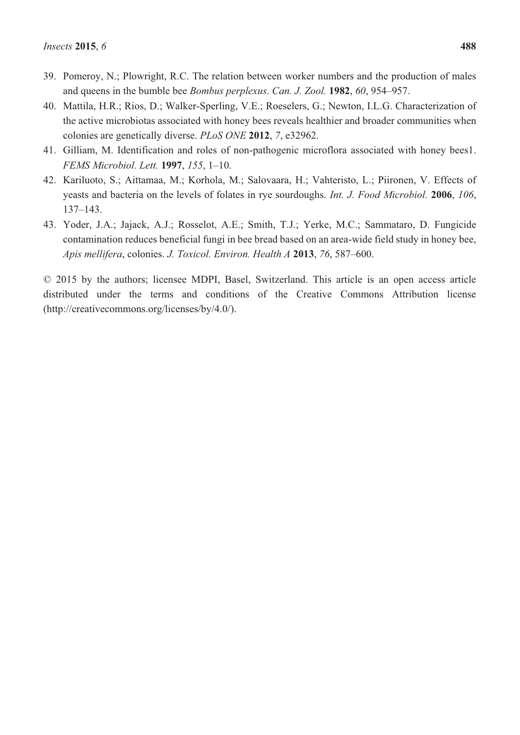39. Pomeroy, N.; Plowright, R.C. The relation between worker numbers and the production of males and queens in the bumble bee *Bombus perplexus*. *Can. J. Zool.* **1982**, *60*, 954–957.
40. Mattila, H.R.; Rios, D.; Walker-Sperling, V.E.; Roeselers, G.; Newton, I.L.G. Characterization of the active microbiotas associated with honey bees reveals healthier and broader communities when colonies are genetically diverse. *PLoS ONE* **2012**, *7*, e32962.
41. Gilliam, M. Identification and roles of non-pathogenic microflora associated with honey bees1. *FEMS Microbiol. Lett.* **1997**, *155*, 1–10.
42. Kariluoto, S.; Aittamaa, M.; Korhola, M.; Salovaara, H.; Vahteristo, L.; Piironen, V. Effects of yeasts and bacteria on the levels of folates in rye sourdoughs. *Int. J. Food Microbiol.* **2006**, *106*, 137–143.
43. Yoder, J.A.; Jajack, A.J.; Rosselot, A.E.; Smith, T.J.; Yerke, M.C.; Sammataro, D. Fungicide contamination reduces beneficial fungi in bee bread based on an area-wide field study in honey bee, *Apis mellifera*, colonies. *J. Toxicol. Environ. Health A* **2013**, *76*, 587–600.

© 2015 by the authors; licensee MDPI, Basel, Switzerland. This article is an open access article distributed under the terms and conditions of the Creative Commons Attribution license (http://creativecommons.org/licenses/by/4.0/).